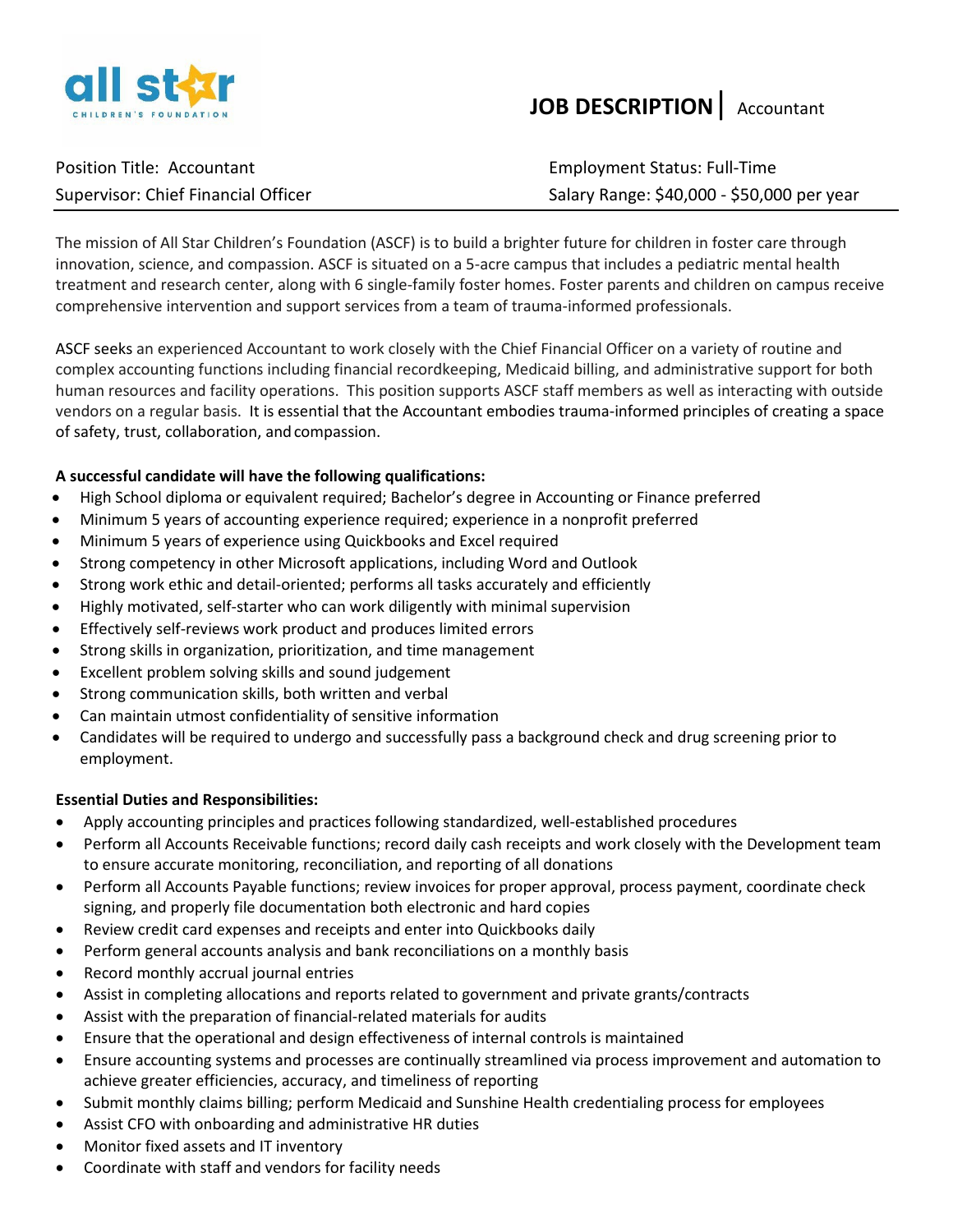all star CHILDREN'S FOUNDATION

# JOB DESCRIPTION | Accountant

Position Title: Accountant
Supervisor: Chief Financial Officer

Employment Status: Full-Time
Salary Range: $40,000 - $50,000 per year

---

The mission of All Star Children's Foundation (ASCF) is to build a brighter future for children in foster care through innovation, science, and compassion. ASCF is situated on a 5-acre campus that includes a pediatric mental health treatment and research center, along with 6 single-family foster homes. Foster parents and children on campus receive comprehensive intervention and support services from a team of trauma-informed professionals.

ASCF seeks an experienced Accountant to work closely with the Chief Financial Officer on a variety of routine and complex accounting functions including financial recordkeeping, Medicaid billing, and administrative support for both human resources and facility operations. This position supports ASCF staff members as well as interacting with outside vendors on a regular basis. It is essential that the Accountant embodies trauma-informed principles of creating a space of safety, trust, collaboration, and compassion.

**A successful candidate will have the following qualifications:**

- High School diploma or equivalent required; Bachelor's degree in Accounting or Finance preferred
- Minimum 5 years of accounting experience required; experience in a nonprofit preferred
- Minimum 5 years of experience using Quickbooks and Excel required
- Strong competency in other Microsoft applications, including Word and Outlook
- Strong work ethic and detail-oriented; performs all tasks accurately and efficiently
- Highly motivated, self-starter who can work diligently with minimal supervision
- Effectively self-reviews work product and produces limited errors
- Strong skills in organization, prioritization, and time management
- Excellent problem solving skills and sound judgement
- Strong communication skills, both written and verbal
- Can maintain utmost confidentiality of sensitive information
- Candidates will be required to undergo and successfully pass a background check and drug screening prior to employment.

**Essential Duties and Responsibilities:**

- Apply accounting principles and practices following standardized, well-established procedures
- Perform all Accounts Receivable functions; record daily cash receipts and work closely with the Development team to ensure accurate monitoring, reconciliation, and reporting of all donations
- Perform all Accounts Payable functions; review invoices for proper approval, process payment, coordinate check signing, and properly file documentation both electronic and hard copies
- Review credit card expenses and receipts and enter into Quickbooks daily
- Perform general accounts analysis and bank reconciliations on a monthly basis
- Record monthly accrual journal entries
- Assist in completing allocations and reports related to government and private grants/contracts
- Assist with the preparation of financial-related materials for audits
- Ensure that the operational and design effectiveness of internal controls is maintained
- Ensure accounting systems and processes are continually streamlined via process improvement and automation to achieve greater efficiencies, accuracy, and timeliness of reporting
- Submit monthly claims billing; perform Medicaid and Sunshine Health credentialing process for employees
- Assist CFO with onboarding and administrative HR duties
- Monitor fixed assets and IT inventory
- Coordinate with staff and vendors for facility needs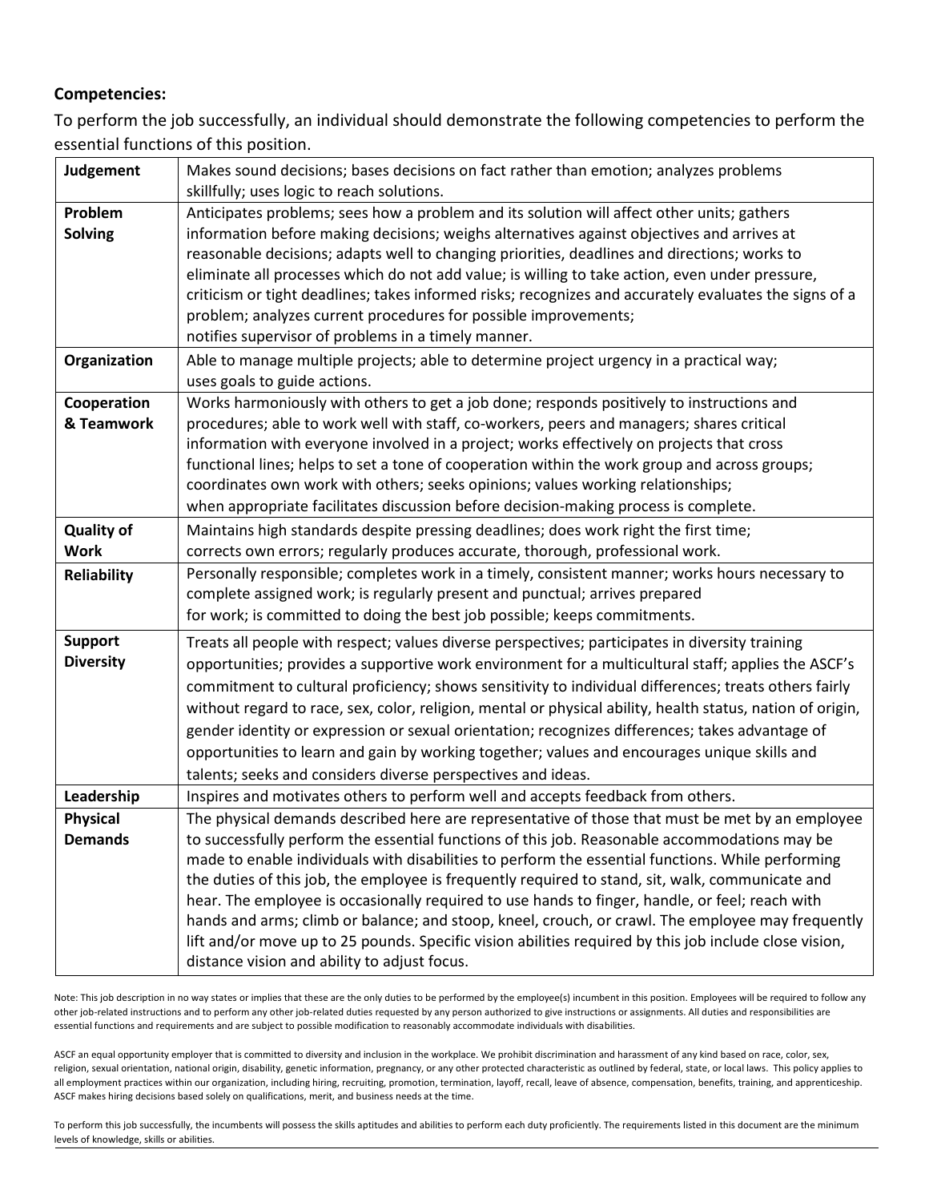**Competencies:**

To perform the job successfully, an individual should demonstrate the following competencies to perform the essential functions of this position.

| | |
|---|---|
| **Judgement** | Makes sound decisions; bases decisions on fact rather than emotion; analyzes problems skillfully; uses logic to reach solutions. |
| **Problem Solving** | Anticipates problems; sees how a problem and its solution will affect other units; gathers information before making decisions; weighs alternatives against objectives and arrives at reasonable decisions; adapts well to changing priorities, deadlines and directions; works to eliminate all processes which do not add value; is willing to take action, even under pressure, criticism or tight deadlines; takes informed risks; recognizes and accurately evaluates the signs of a problem; analyzes current procedures for possible improvements; notifies supervisor of problems in a timely manner. |
| **Organization** | Able to manage multiple projects; able to determine project urgency in a practical way; uses goals to guide actions. |
| **Cooperation & Teamwork** | Works harmoniously with others to get a job done; responds positively to instructions and procedures; able to work well with staff, co-workers, peers and managers; shares critical information with everyone involved in a project; works effectively on projects that cross functional lines; helps to set a tone of cooperation within the work group and across groups; coordinates own work with others; seeks opinions; values working relationships; when appropriate facilitates discussion before decision-making process is complete. |
| **Quality of Work** | Maintains high standards despite pressing deadlines; does work right the first time; corrects own errors; regularly produces accurate, thorough, professional work. |
| **Reliability** | Personally responsible; completes work in a timely, consistent manner; works hours necessary to complete assigned work; is regularly present and punctual; arrives prepared for work; is committed to doing the best job possible; keeps commitments. |
| **Support Diversity** | Treats all people with respect; values diverse perspectives; participates in diversity training opportunities; provides a supportive work environment for a multicultural staff; applies the ASCF's commitment to cultural proficiency; shows sensitivity to individual differences; treats others fairly without regard to race, sex, color, religion, mental or physical ability, health status, nation of origin, gender identity or expression or sexual orientation; recognizes differences; takes advantage of opportunities to learn and gain by working together; values and encourages unique skills and talents; seeks and considers diverse perspectives and ideas. |
| **Leadership** | Inspires and motivates others to perform well and accepts feedback from others. |
| **Physical Demands** | The physical demands described here are representative of those that must be met by an employee to successfully perform the essential functions of this job. Reasonable accommodations may be made to enable individuals with disabilities to perform the essential functions. While performing the duties of this job, the employee is frequently required to stand, sit, walk, communicate and hear. The employee is occasionally required to use hands to finger, handle, or feel; reach with hands and arms; climb or balance; and stoop, kneel, crouch, or crawl. The employee may frequently lift and/or move up to 25 pounds. Specific vision abilities required by this job include close vision, distance vision and ability to adjust focus. |

Note: This job description in no way states or implies that these are the only duties to be performed by the employee(s) incumbent in this position. Employees will be required to follow any other job-related instructions and to perform any other job-related duties requested by any person authorized to give instructions or assignments. All duties and responsibilities are essential functions and requirements and are subject to possible modification to reasonably accommodate individuals with disabilities.

ASCF an equal opportunity employer that is committed to diversity and inclusion in the workplace. We prohibit discrimination and harassment of any kind based on race, color, sex, religion, sexual orientation, national origin, disability, genetic information, pregnancy, or any other protected characteristic as outlined by federal, state, or local laws. This policy applies to all employment practices within our organization, including hiring, recruiting, promotion, termination, layoff, recall, leave of absence, compensation, benefits, training, and apprenticeship. ASCF makes hiring decisions based solely on qualifications, merit, and business needs at the time.

To perform this job successfully, the incumbents will possess the skills aptitudes and abilities to perform each duty proficiently. The requirements listed in this document are the minimum levels of knowledge, skills or abilities.